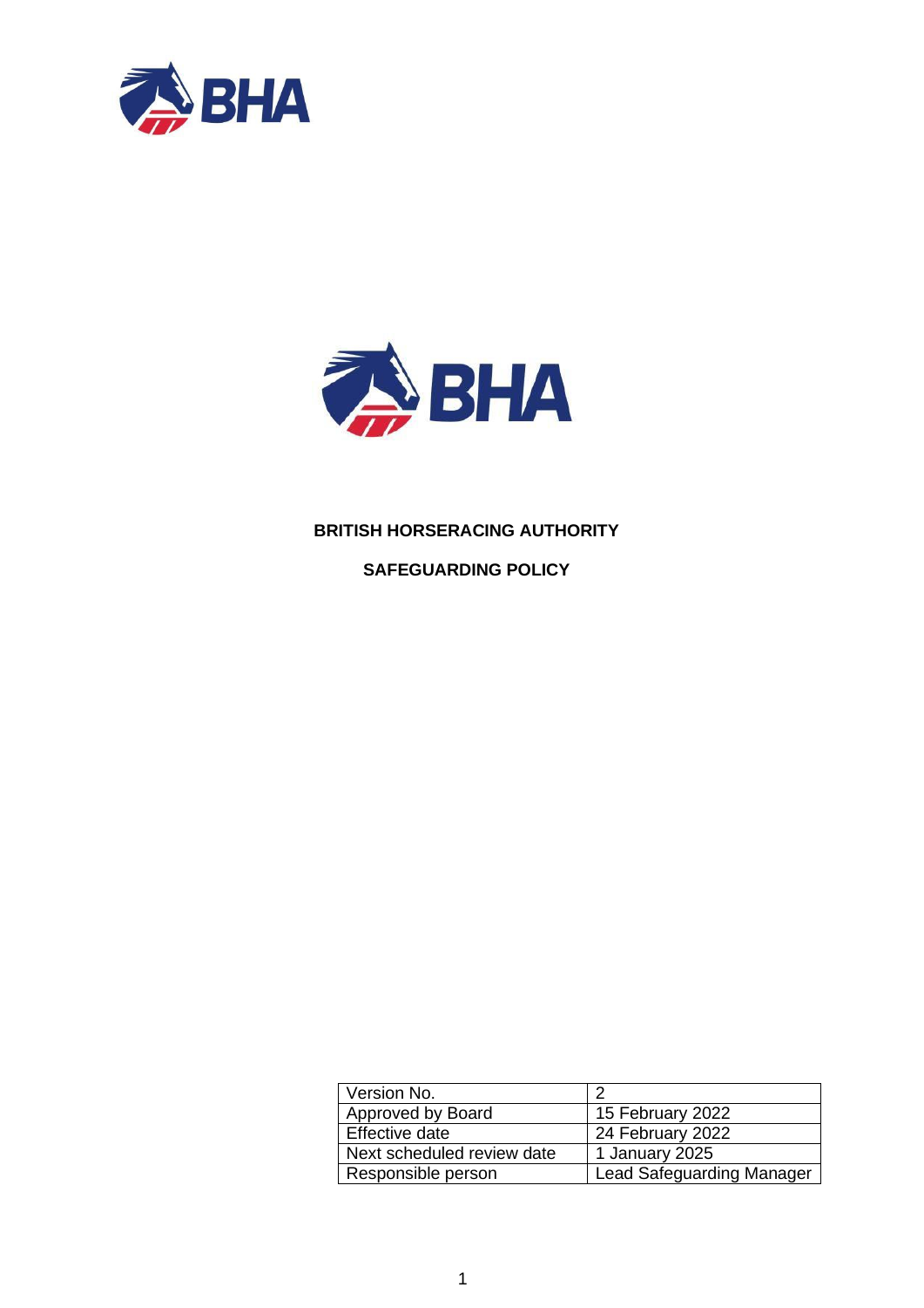# BRITISH HORSERACING AUTHORITY

## SAFEGUARDING POLICY

| Version No. | 2 |
| --- | --- |
| Approved by Board | 15 February 2022 |
| Effective date | 24 February 2022 |
| Next scheduled review date | 1 January 2025 |
| Responsible person | Lead Safeguarding Manager |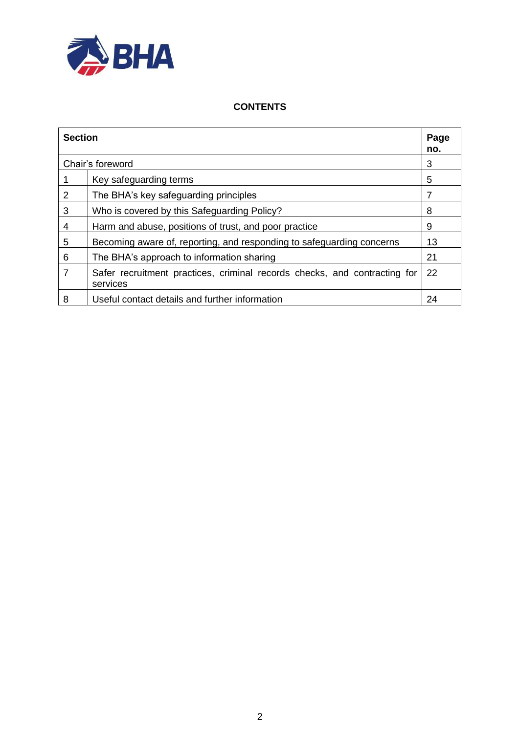## CONTENTS

| Section | | Page no. |
|---|---|---|
| Chair's foreword | | 3 |
| 1 | Key safeguarding terms | 5 |
| 2 | The BHA's key safeguarding principles | 7 |
| 3 | Who is covered by this Safeguarding Policy? | 8 |
| 4 | Harm and abuse, positions of trust, and poor practice | 9 |
| 5 | Becoming aware of, reporting, and responding to safeguarding concerns | 13 |
| 6 | The BHA's approach to information sharing | 21 |
| 7 | Safer recruitment practices, criminal records checks, and contracting for services | 22 |
| 8 | Useful contact details and further information | 24 |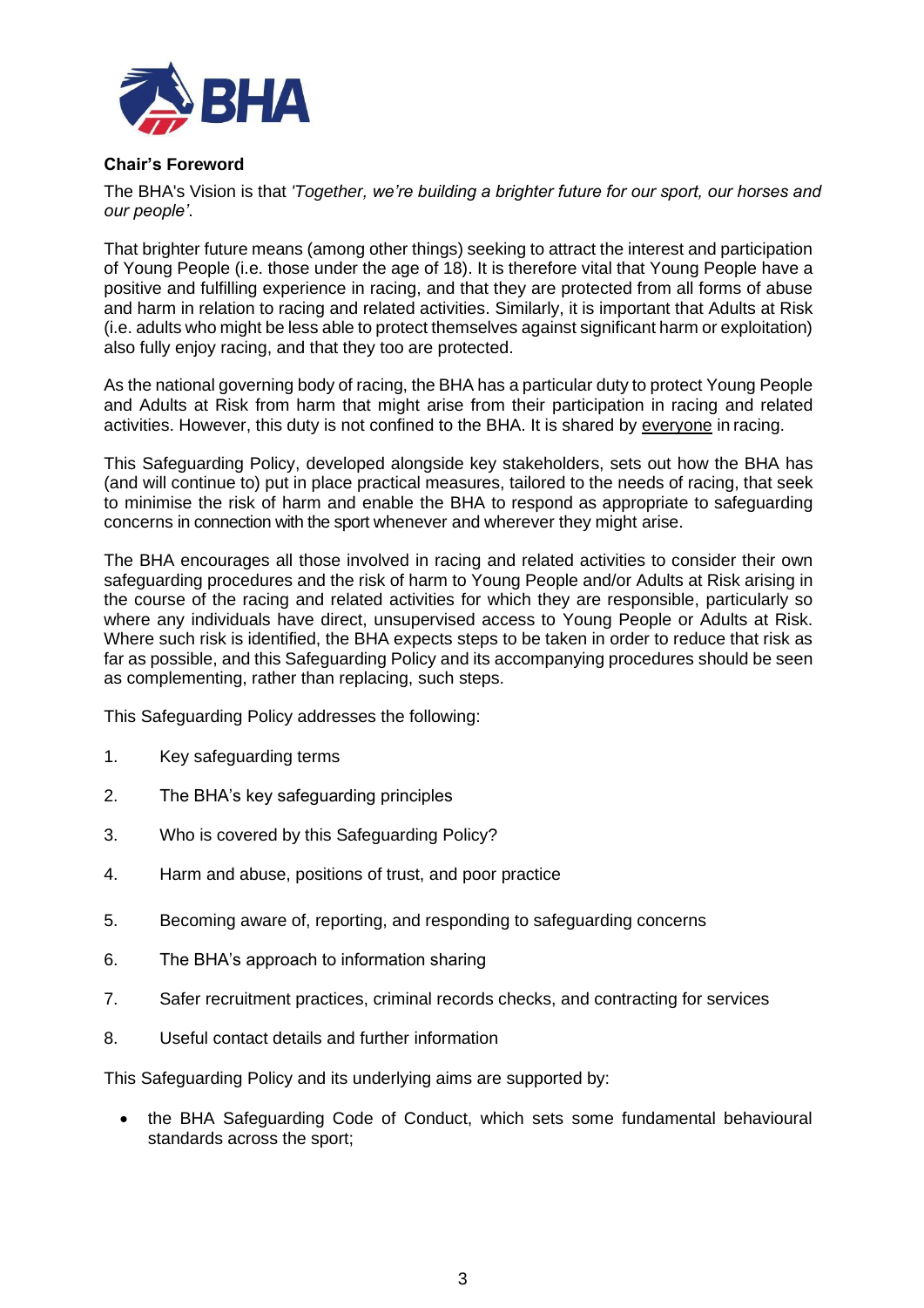## Chair's Foreword

The BHA's Vision is that *'Together, we're building a brighter future for our sport, our horses and our people'*.

That brighter future means (among other things) seeking to attract the interest and participation of Young People (i.e. those under the age of 18). It is therefore vital that Young People have a positive and fulfilling experience in racing, and that they are protected from all forms of abuse and harm in relation to racing and related activities. Similarly, it is important that Adults at Risk (i.e. adults who might be less able to protect themselves against significant harm or exploitation) also fully enjoy racing, and that they too are protected.

As the national governing body of racing, the BHA has a particular duty to protect Young People and Adults at Risk from harm that might arise from their participation in racing and related activities. However, this duty is not confined to the BHA. It is shared by <u>everyone</u> in racing.

This Safeguarding Policy, developed alongside key stakeholders, sets out how the BHA has (and will continue to) put in place practical measures, tailored to the needs of racing, that seek to minimise the risk of harm and enable the BHA to respond as appropriate to safeguarding concerns in connection with the sport whenever and wherever they might arise.

The BHA encourages all those involved in racing and related activities to consider their own safeguarding procedures and the risk of harm to Young People and/or Adults at Risk arising in the course of the racing and related activities for which they are responsible, particularly so where any individuals have direct, unsupervised access to Young People or Adults at Risk. Where such risk is identified, the BHA expects steps to be taken in order to reduce that risk as far as possible, and this Safeguarding Policy and its accompanying procedures should be seen as complementing, rather than replacing, such steps.

This Safeguarding Policy addresses the following:

1. Key safeguarding terms
2. The BHA's key safeguarding principles
3. Who is covered by this Safeguarding Policy?
4. Harm and abuse, positions of trust, and poor practice
5. Becoming aware of, reporting, and responding to safeguarding concerns
6. The BHA's approach to information sharing
7. Safer recruitment practices, criminal records checks, and contracting for services
8. Useful contact details and further information

This Safeguarding Policy and its underlying aims are supported by:

- the BHA Safeguarding Code of Conduct, which sets some fundamental behavioural standards across the sport;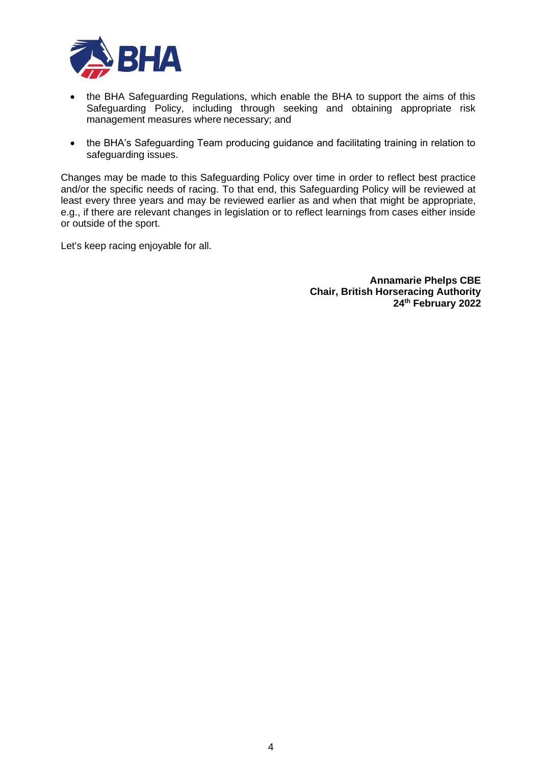- the BHA Safeguarding Regulations, which enable the BHA to support the aims of this Safeguarding Policy, including through seeking and obtaining appropriate risk management measures where necessary; and
- the BHA's Safeguarding Team producing guidance and facilitating training in relation to safeguarding issues.

Changes may be made to this Safeguarding Policy over time in order to reflect best practice and/or the specific needs of racing. To that end, this Safeguarding Policy will be reviewed at least every three years and may be reviewed earlier as and when that might be appropriate, e.g., if there are relevant changes in legislation or to reflect learnings from cases either inside or outside of the sport.

Let's keep racing enjoyable for all.

**Annamarie Phelps CBE**
**Chair, British Horseracing Authority**
**24th February 2022**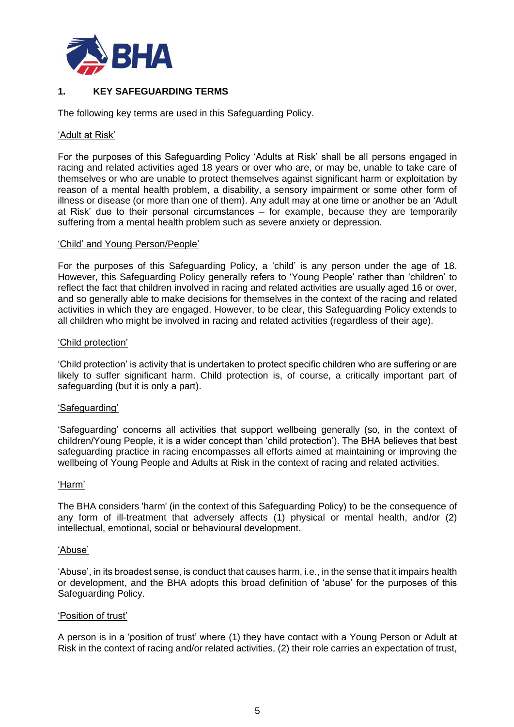## 1. KEY SAFEGUARDING TERMS

The following key terms are used in this Safeguarding Policy.

<u>'Adult at Risk'</u>

For the purposes of this Safeguarding Policy 'Adults at Risk' shall be all persons engaged in racing and related activities aged 18 years or over who are, or may be, unable to take care of themselves or who are unable to protect themselves against significant harm or exploitation by reason of a mental health problem, a disability, a sensory impairment or some other form of illness or disease (or more than one of them). Any adult may at one time or another be an 'Adult at Risk' due to their personal circumstances – for example, because they are temporarily suffering from a mental health problem such as severe anxiety or depression.

<u>'Child' and Young Person/People'</u>

For the purposes of this Safeguarding Policy, a 'child' is any person under the age of 18. However, this Safeguarding Policy generally refers to 'Young People' rather than 'children' to reflect the fact that children involved in racing and related activities are usually aged 16 or over, and so generally able to make decisions for themselves in the context of the racing and related activities in which they are engaged. However, to be clear, this Safeguarding Policy extends to all children who might be involved in racing and related activities (regardless of their age).

<u>'Child protection'</u>

'Child protection' is activity that is undertaken to protect specific children who are suffering or are likely to suffer significant harm. Child protection is, of course, a critically important part of safeguarding (but it is only a part).

<u>'Safeguarding'</u>

'Safeguarding' concerns all activities that support wellbeing generally (so, in the context of children/Young People, it is a wider concept than 'child protection'). The BHA believes that best safeguarding practice in racing encompasses all efforts aimed at maintaining or improving the wellbeing of Young People and Adults at Risk in the context of racing and related activities.

<u>'Harm'</u>

The BHA considers 'harm' (in the context of this Safeguarding Policy) to be the consequence of any form of ill-treatment that adversely affects (1) physical or mental health, and/or (2) intellectual, emotional, social or behavioural development.

<u>'Abuse'</u>

'Abuse', in its broadest sense, is conduct that causes harm, i.e., in the sense that it impairs health or development, and the BHA adopts this broad definition of 'abuse' for the purposes of this Safeguarding Policy.

<u>'Position of trust'</u>

A person is in a 'position of trust' where (1) they have contact with a Young Person or Adult at Risk in the context of racing and/or related activities, (2) their role carries an expectation of trust,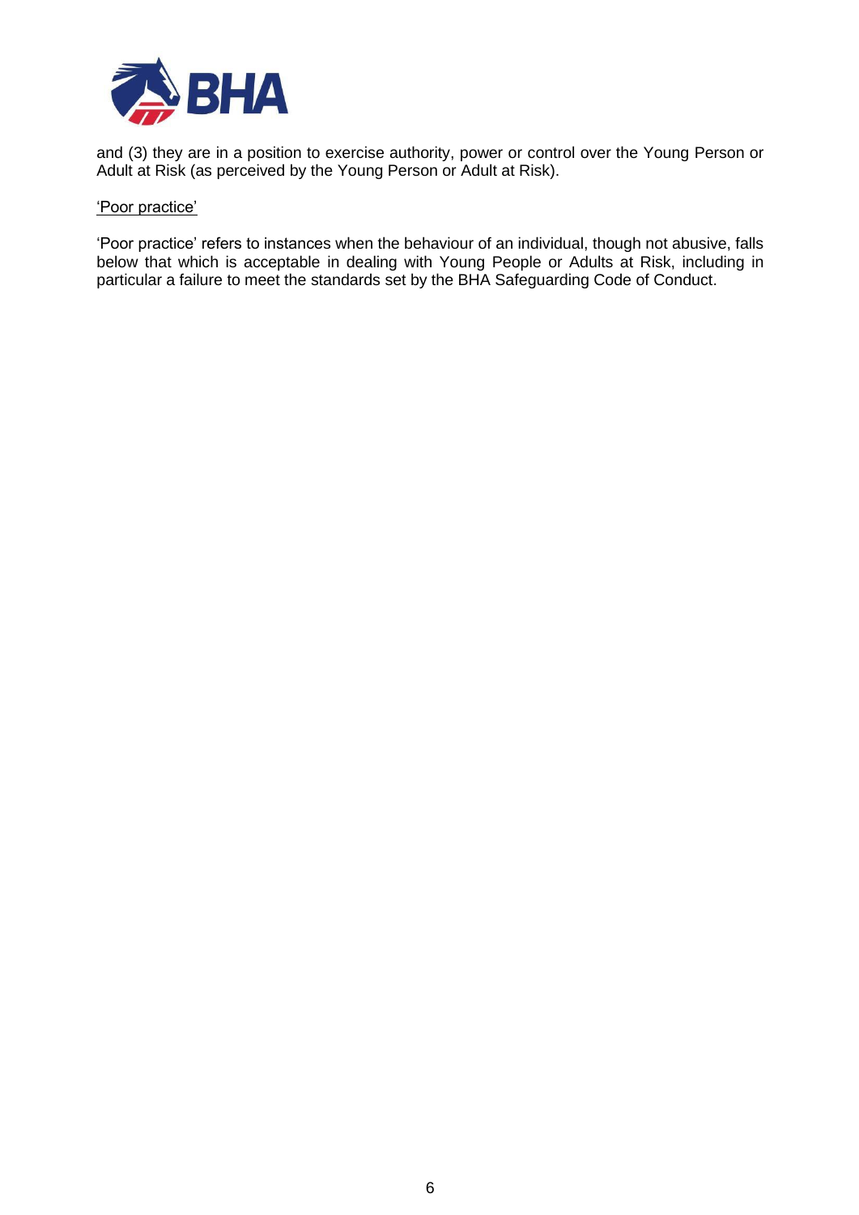and (3) they are in a position to exercise authority, power or control over the Young Person or Adult at Risk (as perceived by the Young Person or Adult at Risk).

'Poor practice'

'Poor practice' refers to instances when the behaviour of an individual, though not abusive, falls below that which is acceptable in dealing with Young People or Adults at Risk, including in particular a failure to meet the standards set by the BHA Safeguarding Code of Conduct.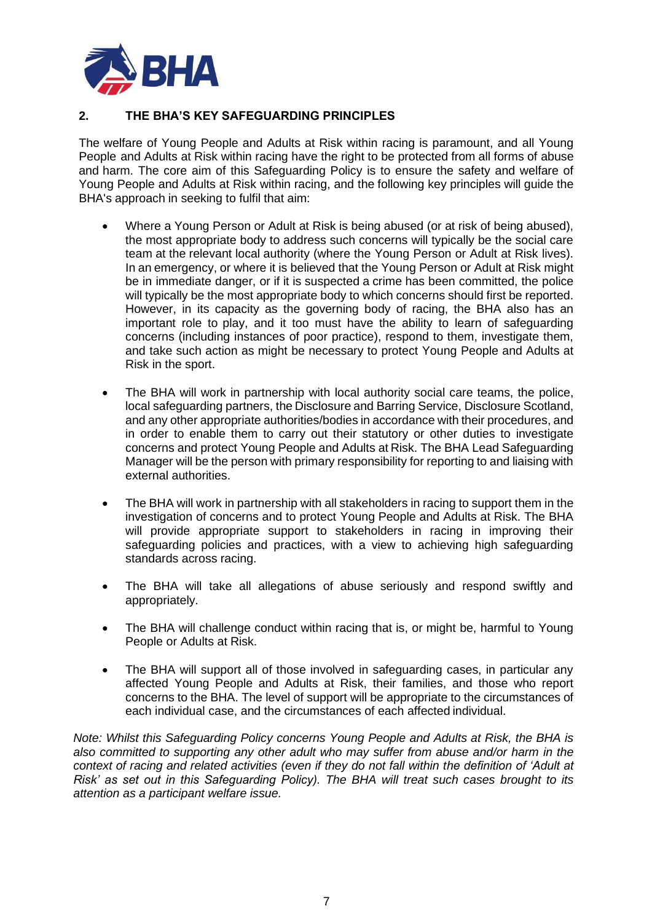## 2. THE BHA'S KEY SAFEGUARDING PRINCIPLES

The welfare of Young People and Adults at Risk within racing is paramount, and all Young People and Adults at Risk within racing have the right to be protected from all forms of abuse and harm. The core aim of this Safeguarding Policy is to ensure the safety and welfare of Young People and Adults at Risk within racing, and the following key principles will guide the BHA's approach in seeking to fulfil that aim:

- Where a Young Person or Adult at Risk is being abused (or at risk of being abused), the most appropriate body to address such concerns will typically be the social care team at the relevant local authority (where the Young Person or Adult at Risk lives). In an emergency, or where it is believed that the Young Person or Adult at Risk might be in immediate danger, or if it is suspected a crime has been committed, the police will typically be the most appropriate body to which concerns should first be reported. However, in its capacity as the governing body of racing, the BHA also has an important role to play, and it too must have the ability to learn of safeguarding concerns (including instances of poor practice), respond to them, investigate them, and take such action as might be necessary to protect Young People and Adults at Risk in the sport.

- The BHA will work in partnership with local authority social care teams, the police, local safeguarding partners, the Disclosure and Barring Service, Disclosure Scotland, and any other appropriate authorities/bodies in accordance with their procedures, and in order to enable them to carry out their statutory or other duties to investigate concerns and protect Young People and Adults at Risk. The BHA Lead Safeguarding Manager will be the person with primary responsibility for reporting to and liaising with external authorities.

- The BHA will work in partnership with all stakeholders in racing to support them in the investigation of concerns and to protect Young People and Adults at Risk. The BHA will provide appropriate support to stakeholders in racing in improving their safeguarding policies and practices, with a view to achieving high safeguarding standards across racing.

- The BHA will take all allegations of abuse seriously and respond swiftly and appropriately.

- The BHA will challenge conduct within racing that is, or might be, harmful to Young People or Adults at Risk.

- The BHA will support all of those involved in safeguarding cases, in particular any affected Young People and Adults at Risk, their families, and those who report concerns to the BHA. The level of support will be appropriate to the circumstances of each individual case, and the circumstances of each affected individual.

*Note: Whilst this Safeguarding Policy concerns Young People and Adults at Risk, the BHA is also committed to supporting any other adult who may suffer from abuse and/or harm in the context of racing and related activities (even if they do not fall within the definition of 'Adult at Risk' as set out in this Safeguarding Policy). The BHA will treat such cases brought to its attention as a participant welfare issue.*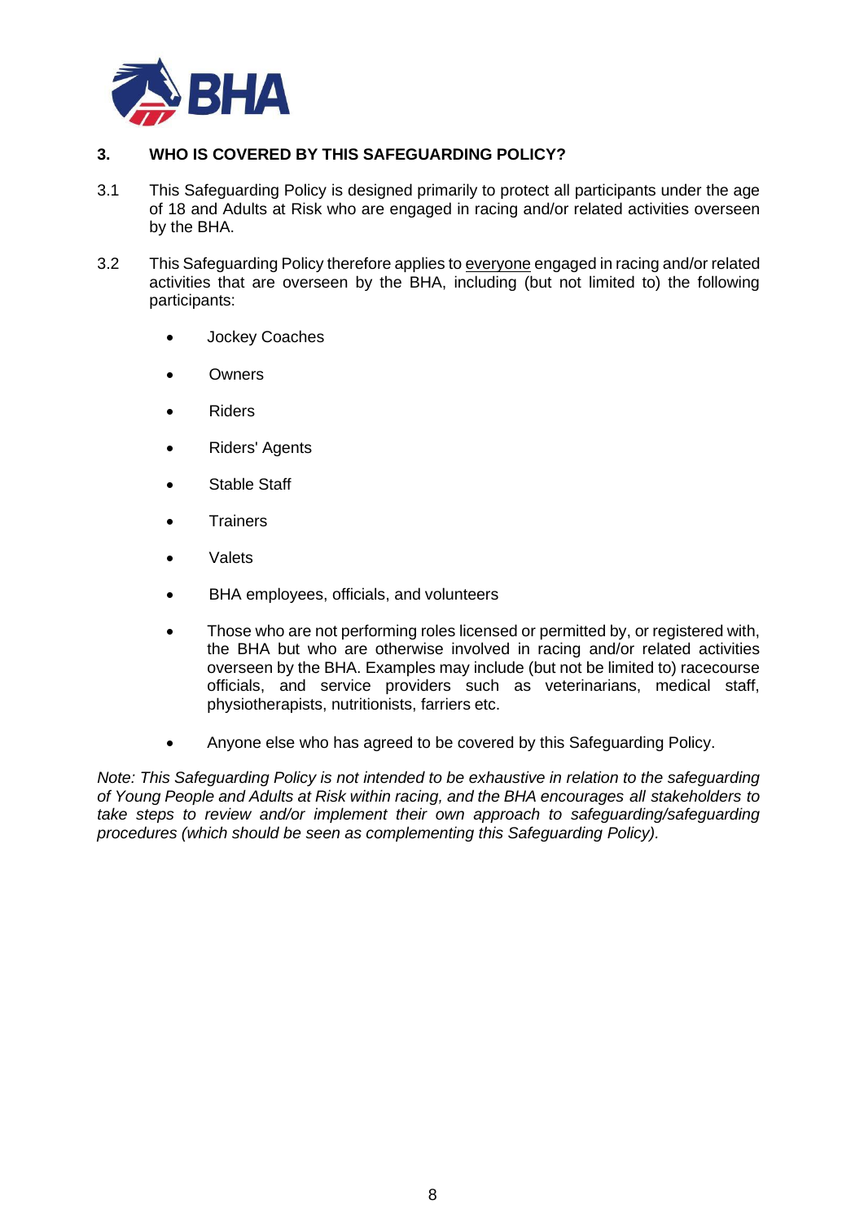## 3. WHO IS COVERED BY THIS SAFEGUARDING POLICY?

3.1 This Safeguarding Policy is designed primarily to protect all participants under the age of 18 and Adults at Risk who are engaged in racing and/or related activities overseen by the BHA.

3.2 This Safeguarding Policy therefore applies to <u>everyone</u> engaged in racing and/or related activities that are overseen by the BHA, including (but not limited to) the following participants:

- Jockey Coaches
- Owners
- Riders
- Riders' Agents
- Stable Staff
- Trainers
- Valets
- BHA employees, officials, and volunteers
- Those who are not performing roles licensed or permitted by, or registered with, the BHA but who are otherwise involved in racing and/or related activities overseen by the BHA. Examples may include (but not be limited to) racecourse officials, and service providers such as veterinarians, medical staff, physiotherapists, nutritionists, farriers etc.
- Anyone else who has agreed to be covered by this Safeguarding Policy.

*Note: This Safeguarding Policy is not intended to be exhaustive in relation to the safeguarding of Young People and Adults at Risk within racing, and the BHA encourages all stakeholders to take steps to review and/or implement their own approach to safeguarding/safeguarding procedures (which should be seen as complementing this Safeguarding Policy).*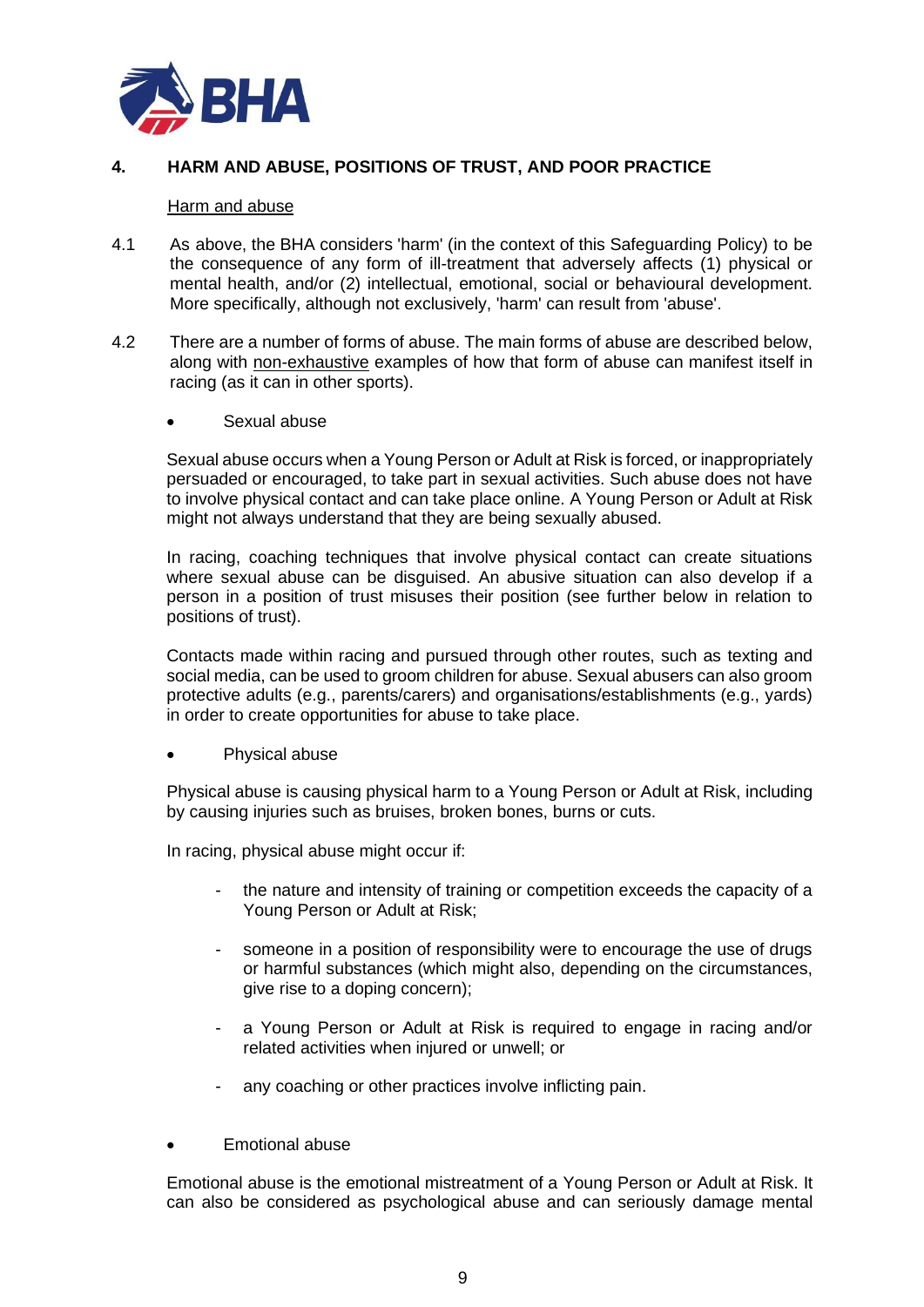## 4. HARM AND ABUSE, POSITIONS OF TRUST, AND POOR PRACTICE

Harm and abuse

4.1 As above, the BHA considers 'harm' (in the context of this Safeguarding Policy) to be the consequence of any form of ill-treatment that adversely affects (1) physical or mental health, and/or (2) intellectual, emotional, social or behavioural development. More specifically, although not exclusively, 'harm' can result from 'abuse'.

4.2 There are a number of forms of abuse. The main forms of abuse are described below, along with non-exhaustive examples of how that form of abuse can manifest itself in racing (as it can in other sports).

- Sexual abuse

Sexual abuse occurs when a Young Person or Adult at Risk is forced, or inappropriately persuaded or encouraged, to take part in sexual activities. Such abuse does not have to involve physical contact and can take place online. A Young Person or Adult at Risk might not always understand that they are being sexually abused.

In racing, coaching techniques that involve physical contact can create situations where sexual abuse can be disguised. An abusive situation can also develop if a person in a position of trust misuses their position (see further below in relation to positions of trust).

Contacts made within racing and pursued through other routes, such as texting and social media, can be used to groom children for abuse. Sexual abusers can also groom protective adults (e.g., parents/carers) and organisations/establishments (e.g., yards) in order to create opportunities for abuse to take place.

- Physical abuse

Physical abuse is causing physical harm to a Young Person or Adult at Risk, including by causing injuries such as bruises, broken bones, burns or cuts.

In racing, physical abuse might occur if:

- the nature and intensity of training or competition exceeds the capacity of a Young Person or Adult at Risk;
- someone in a position of responsibility were to encourage the use of drugs or harmful substances (which might also, depending on the circumstances, give rise to a doping concern);
- a Young Person or Adult at Risk is required to engage in racing and/or related activities when injured or unwell; or
- any coaching or other practices involve inflicting pain.

- Emotional abuse

Emotional abuse is the emotional mistreatment of a Young Person or Adult at Risk. It can also be considered as psychological abuse and can seriously damage mental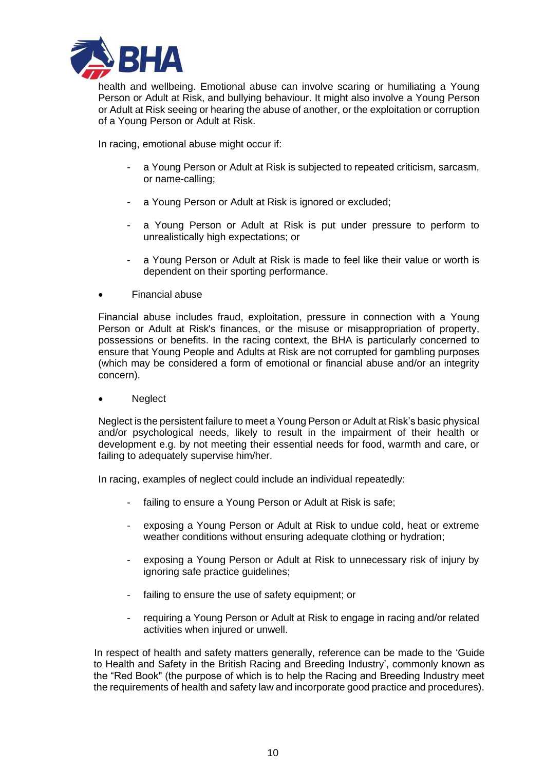health and wellbeing. Emotional abuse can involve scaring or humiliating a Young Person or Adult at Risk, and bullying behaviour. It might also involve a Young Person or Adult at Risk seeing or hearing the abuse of another, or the exploitation or corruption of a Young Person or Adult at Risk.

In racing, emotional abuse might occur if:

- a Young Person or Adult at Risk is subjected to repeated criticism, sarcasm, or name-calling;
- a Young Person or Adult at Risk is ignored or excluded;
- a Young Person or Adult at Risk is put under pressure to perform to unrealistically high expectations; or
- a Young Person or Adult at Risk is made to feel like their value or worth is dependent on their sporting performance.

- Financial abuse

Financial abuse includes fraud, exploitation, pressure in connection with a Young Person or Adult at Risk's finances, or the misuse or misappropriation of property, possessions or benefits. In the racing context, the BHA is particularly concerned to ensure that Young People and Adults at Risk are not corrupted for gambling purposes (which may be considered a form of emotional or financial abuse and/or an integrity concern).

- Neglect

Neglect is the persistent failure to meet a Young Person or Adult at Risk's basic physical and/or psychological needs, likely to result in the impairment of their health or development e.g. by not meeting their essential needs for food, warmth and care, or failing to adequately supervise him/her.

In racing, examples of neglect could include an individual repeatedly:

- failing to ensure a Young Person or Adult at Risk is safe;
- exposing a Young Person or Adult at Risk to undue cold, heat or extreme weather conditions without ensuring adequate clothing or hydration;
- exposing a Young Person or Adult at Risk to unnecessary risk of injury by ignoring safe practice guidelines;
- failing to ensure the use of safety equipment; or
- requiring a Young Person or Adult at Risk to engage in racing and/or related activities when injured or unwell.

In respect of health and safety matters generally, reference can be made to the 'Guide to Health and Safety in the British Racing and Breeding Industry', commonly known as the "Red Book" (the purpose of which is to help the Racing and Breeding Industry meet the requirements of health and safety law and incorporate good practice and procedures).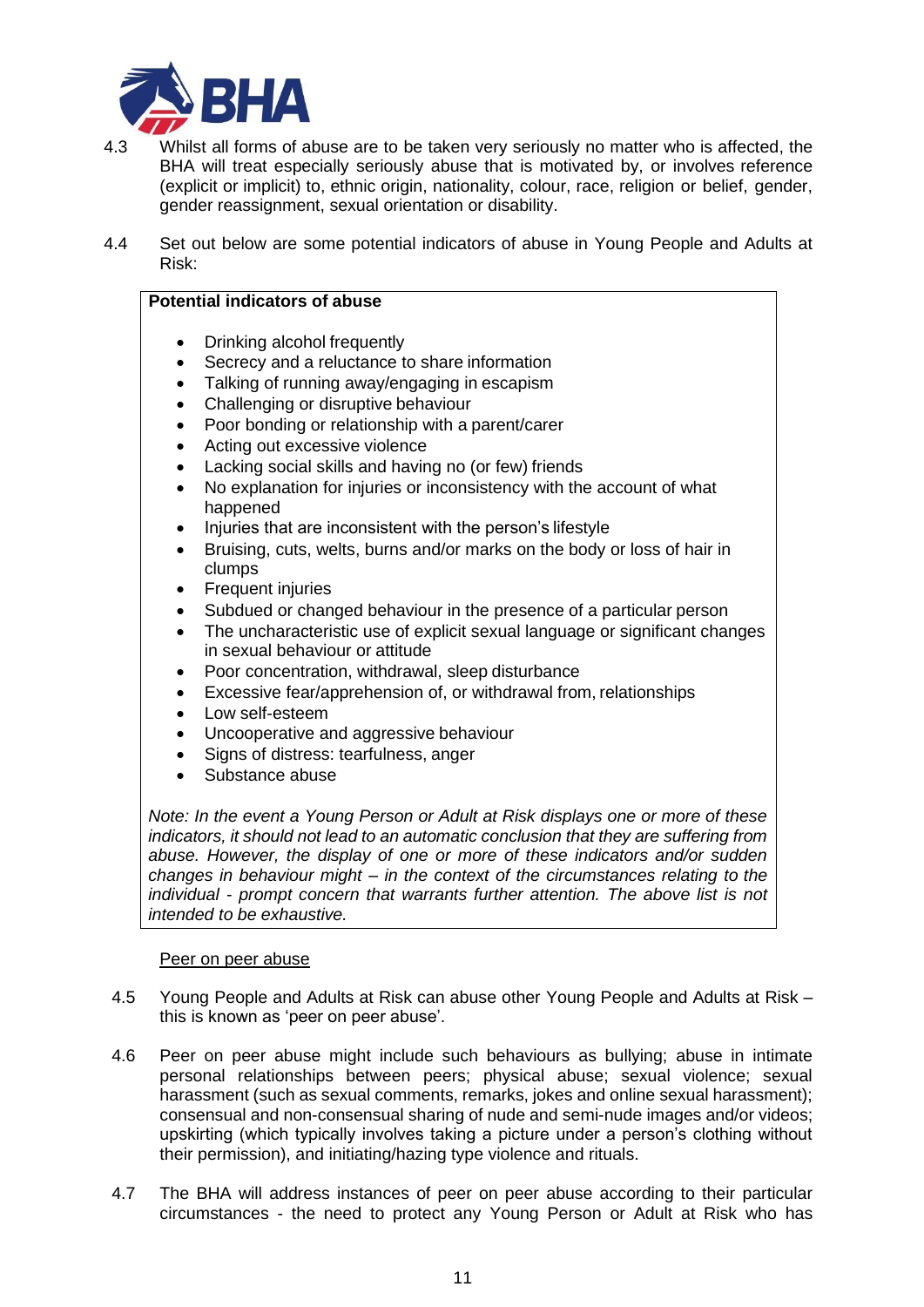4.3 Whilst all forms of abuse are to be taken very seriously no matter who is affected, the BHA will treat especially seriously abuse that is motivated by, or involves reference (explicit or implicit) to, ethnic origin, nationality, colour, race, religion or belief, gender, gender reassignment, sexual orientation or disability.

4.4 Set out below are some potential indicators of abuse in Young People and Adults at Risk:

**Potential indicators of abuse**

- Drinking alcohol frequently
- Secrecy and a reluctance to share information
- Talking of running away/engaging in escapism
- Challenging or disruptive behaviour
- Poor bonding or relationship with a parent/carer
- Acting out excessive violence
- Lacking social skills and having no (or few) friends
- No explanation for injuries or inconsistency with the account of what happened
- Injuries that are inconsistent with the person's lifestyle
- Bruising, cuts, welts, burns and/or marks on the body or loss of hair in clumps
- Frequent injuries
- Subdued or changed behaviour in the presence of a particular person
- The uncharacteristic use of explicit sexual language or significant changes in sexual behaviour or attitude
- Poor concentration, withdrawal, sleep disturbance
- Excessive fear/apprehension of, or withdrawal from, relationships
- Low self-esteem
- Uncooperative and aggressive behaviour
- Signs of distress: tearfulness, anger
- Substance abuse

*Note: In the event a Young Person or Adult at Risk displays one or more of these indicators, it should not lead to an automatic conclusion that they are suffering from abuse. However, the display of one or more of these indicators and/or sudden changes in behaviour might – in the context of the circumstances relating to the individual - prompt concern that warrants further attention. The above list is not intended to be exhaustive.*

Peer on peer abuse

4.5 Young People and Adults at Risk can abuse other Young People and Adults at Risk – this is known as 'peer on peer abuse'.

4.6 Peer on peer abuse might include such behaviours as bullying; abuse in intimate personal relationships between peers; physical abuse; sexual violence; sexual harassment (such as sexual comments, remarks, jokes and online sexual harassment); consensual and non-consensual sharing of nude and semi-nude images and/or videos; upskirting (which typically involves taking a picture under a person's clothing without their permission), and initiating/hazing type violence and rituals.

4.7 The BHA will address instances of peer on peer abuse according to their particular circumstances - the need to protect any Young Person or Adult at Risk who has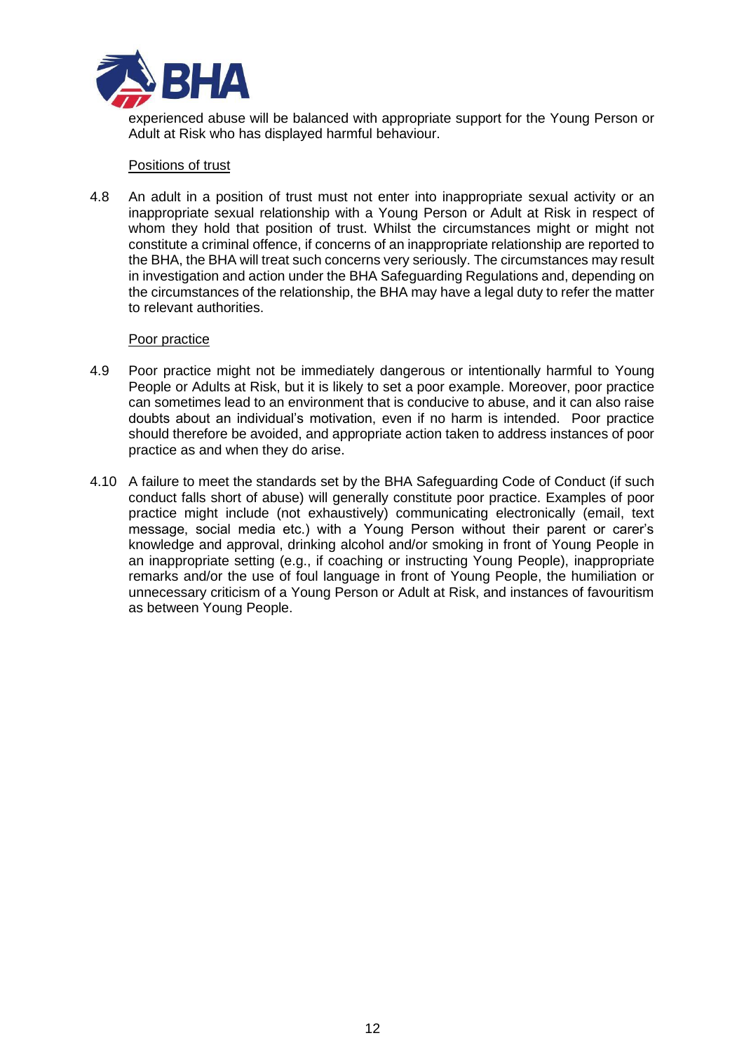experienced abuse will be balanced with appropriate support for the Young Person or Adult at Risk who has displayed harmful behaviour.

Positions of trust

4.8 An adult in a position of trust must not enter into inappropriate sexual activity or an inappropriate sexual relationship with a Young Person or Adult at Risk in respect of whom they hold that position of trust. Whilst the circumstances might or might not constitute a criminal offence, if concerns of an inappropriate relationship are reported to the BHA, the BHA will treat such concerns very seriously. The circumstances may result in investigation and action under the BHA Safeguarding Regulations and, depending on the circumstances of the relationship, the BHA may have a legal duty to refer the matter to relevant authorities.

Poor practice

4.9 Poor practice might not be immediately dangerous or intentionally harmful to Young People or Adults at Risk, but it is likely to set a poor example. Moreover, poor practice can sometimes lead to an environment that is conducive to abuse, and it can also raise doubts about an individual's motivation, even if no harm is intended. Poor practice should therefore be avoided, and appropriate action taken to address instances of poor practice as and when they do arise.

4.10 A failure to meet the standards set by the BHA Safeguarding Code of Conduct (if such conduct falls short of abuse) will generally constitute poor practice. Examples of poor practice might include (not exhaustively) communicating electronically (email, text message, social media etc.) with a Young Person without their parent or carer's knowledge and approval, drinking alcohol and/or smoking in front of Young People in an inappropriate setting (e.g., if coaching or instructing Young People), inappropriate remarks and/or the use of foul language in front of Young People, the humiliation or unnecessary criticism of a Young Person or Adult at Risk, and instances of favouritism as between Young People.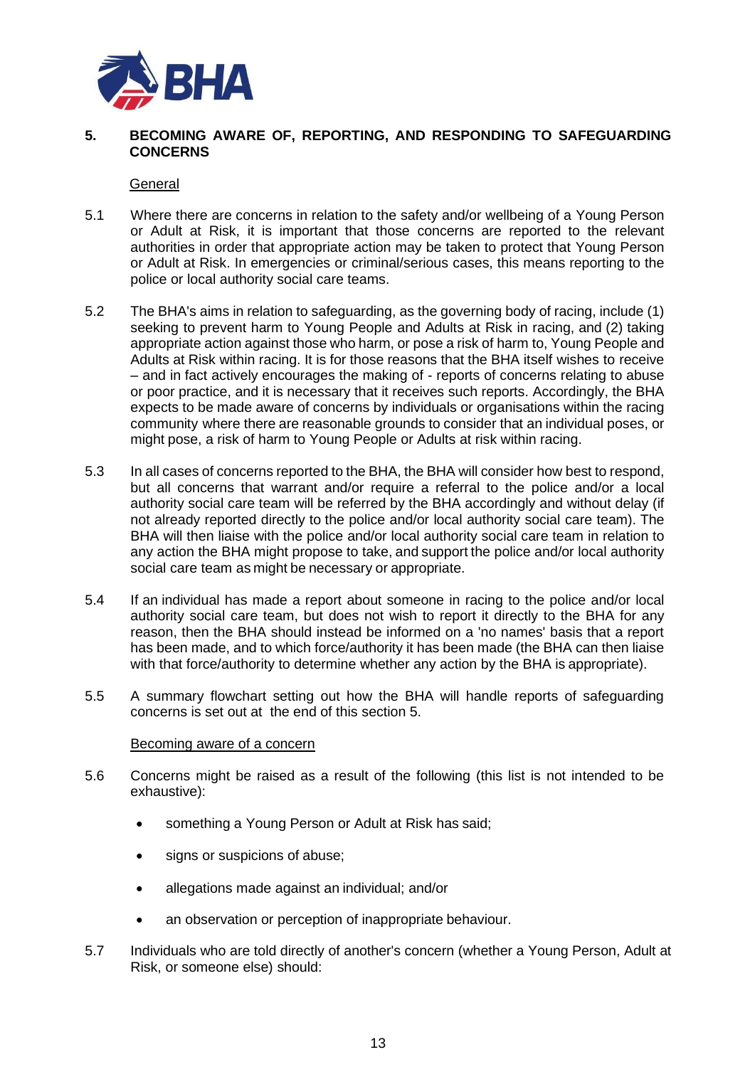## 5. BECOMING AWARE OF, REPORTING, AND RESPONDING TO SAFEGUARDING CONCERNS

General

5.1 Where there are concerns in relation to the safety and/or wellbeing of a Young Person or Adult at Risk, it is important that those concerns are reported to the relevant authorities in order that appropriate action may be taken to protect that Young Person or Adult at Risk. In emergencies or criminal/serious cases, this means reporting to the police or local authority social care teams.

5.2 The BHA's aims in relation to safeguarding, as the governing body of racing, include (1) seeking to prevent harm to Young People and Adults at Risk in racing, and (2) taking appropriate action against those who harm, or pose a risk of harm to, Young People and Adults at Risk within racing. It is for those reasons that the BHA itself wishes to receive – and in fact actively encourages the making of - reports of concerns relating to abuse or poor practice, and it is necessary that it receives such reports. Accordingly, the BHA expects to be made aware of concerns by individuals or organisations within the racing community where there are reasonable grounds to consider that an individual poses, or might pose, a risk of harm to Young People or Adults at risk within racing.

5.3 In all cases of concerns reported to the BHA, the BHA will consider how best to respond, but all concerns that warrant and/or require a referral to the police and/or a local authority social care team will be referred by the BHA accordingly and without delay (if not already reported directly to the police and/or local authority social care team). The BHA will then liaise with the police and/or local authority social care team in relation to any action the BHA might propose to take, and support the police and/or local authority social care team as might be necessary or appropriate.

5.4 If an individual has made a report about someone in racing to the police and/or local authority social care team, but does not wish to report it directly to the BHA for any reason, then the BHA should instead be informed on a 'no names' basis that a report has been made, and to which force/authority it has been made (the BHA can then liaise with that force/authority to determine whether any action by the BHA is appropriate).

5.5 A summary flowchart setting out how the BHA will handle reports of safeguarding concerns is set out at the end of this section 5.

Becoming aware of a concern

5.6 Concerns might be raised as a result of the following (this list is not intended to be exhaustive):

- something a Young Person or Adult at Risk has said;
- signs or suspicions of abuse;
- allegations made against an individual; and/or
- an observation or perception of inappropriate behaviour.

5.7 Individuals who are told directly of another's concern (whether a Young Person, Adult at Risk, or someone else) should: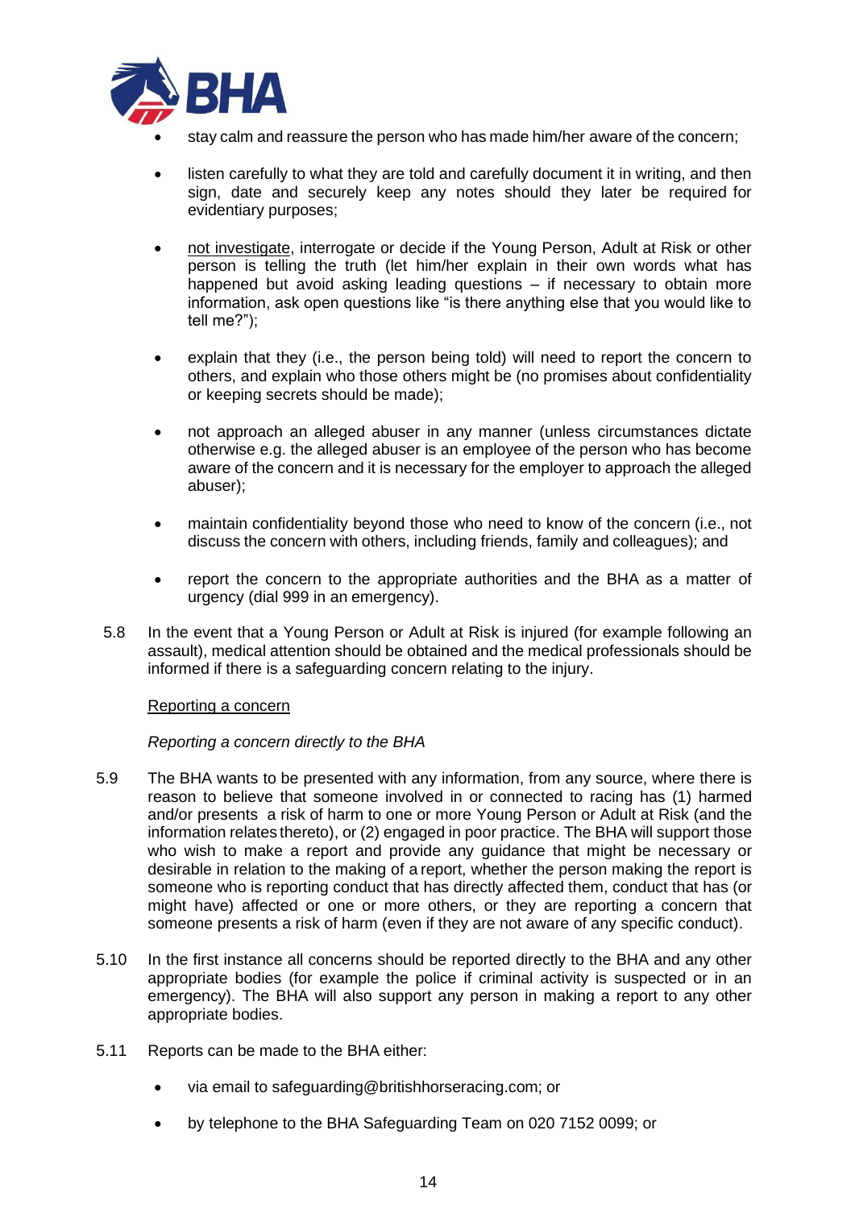- stay calm and reassure the person who has made him/her aware of the concern;
- listen carefully to what they are told and carefully document it in writing, and then sign, date and securely keep any notes should they later be required for evidentiary purposes;
- not investigate, interrogate or decide if the Young Person, Adult at Risk or other person is telling the truth (let him/her explain in their own words what has happened but avoid asking leading questions – if necessary to obtain more information, ask open questions like "is there anything else that you would like to tell me?");
- explain that they (i.e., the person being told) will need to report the concern to others, and explain who those others might be (no promises about confidentiality or keeping secrets should be made);
- not approach an alleged abuser in any manner (unless circumstances dictate otherwise e.g. the alleged abuser is an employee of the person who has become aware of the concern and it is necessary for the employer to approach the alleged abuser);
- maintain confidentiality beyond those who need to know of the concern (i.e., not discuss the concern with others, including friends, family and colleagues); and
- report the concern to the appropriate authorities and the BHA as a matter of urgency (dial 999 in an emergency).

5.8 In the event that a Young Person or Adult at Risk is injured (for example following an assault), medical attention should be obtained and the medical professionals should be informed if there is a safeguarding concern relating to the injury.

Reporting a concern

*Reporting a concern directly to the BHA*

5.9 The BHA wants to be presented with any information, from any source, where there is reason to believe that someone involved in or connected to racing has (1) harmed and/or presents a risk of harm to one or more Young Person or Adult at Risk (and the information relates thereto), or (2) engaged in poor practice. The BHA will support those who wish to make a report and provide any guidance that might be necessary or desirable in relation to the making of a report, whether the person making the report is someone who is reporting conduct that has directly affected them, conduct that has (or might have) affected or one or more others, or they are reporting a concern that someone presents a risk of harm (even if they are not aware of any specific conduct).

5.10 In the first instance all concerns should be reported directly to the BHA and any other appropriate bodies (for example the police if criminal activity is suspected or in an emergency). The BHA will also support any person in making a report to any other appropriate bodies.

5.11 Reports can be made to the BHA either:

- via email to safeguarding@britishhorseracing.com; or
- by telephone to the BHA Safeguarding Team on 020 7152 0099; or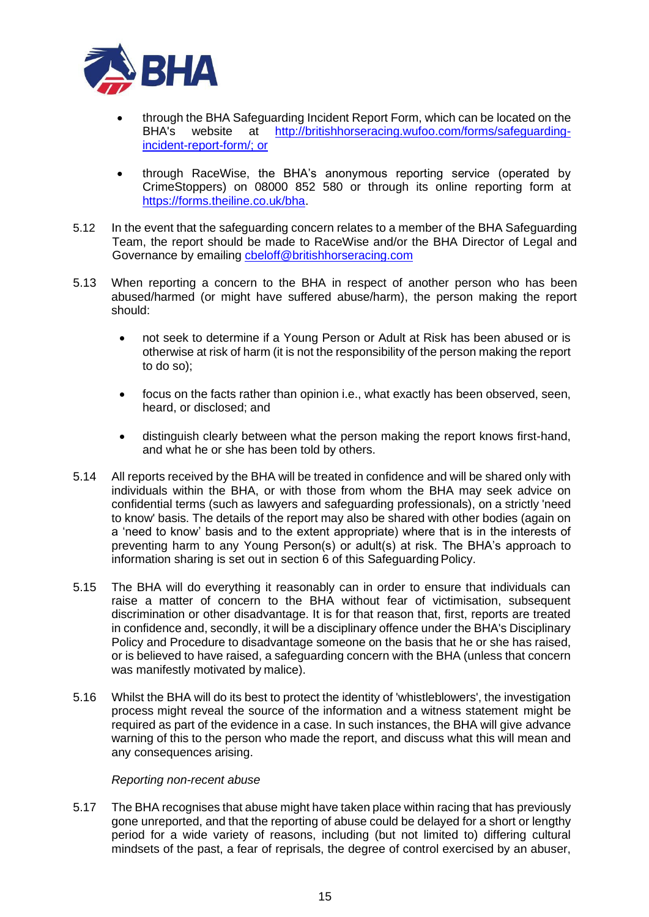- through the BHA Safeguarding Incident Report Form, which can be located on the BHA's website at http://britishhorseracing.wufoo.com/forms/safeguarding-incident-report-form/; or

- through RaceWise, the BHA's anonymous reporting service (operated by CrimeStoppers) on 08000 852 580 or through its online reporting form at https://forms.theiline.co.uk/bha.

5.12 In the event that the safeguarding concern relates to a member of the BHA Safeguarding Team, the report should be made to RaceWise and/or the BHA Director of Legal and Governance by emailing cbeloff@britishhorseracing.com

5.13 When reporting a concern to the BHA in respect of another person who has been abused/harmed (or might have suffered abuse/harm), the person making the report should:

- not seek to determine if a Young Person or Adult at Risk has been abused or is otherwise at risk of harm (it is not the responsibility of the person making the report to do so);

- focus on the facts rather than opinion i.e., what exactly has been observed, seen, heard, or disclosed; and

- distinguish clearly between what the person making the report knows first-hand, and what he or she has been told by others.

5.14 All reports received by the BHA will be treated in confidence and will be shared only with individuals within the BHA, or with those from whom the BHA may seek advice on confidential terms (such as lawyers and safeguarding professionals), on a strictly 'need to know' basis. The details of the report may also be shared with other bodies (again on a 'need to know' basis and to the extent appropriate) where that is in the interests of preventing harm to any Young Person(s) or adult(s) at risk. The BHA's approach to information sharing is set out in section 6 of this Safeguarding Policy.

5.15 The BHA will do everything it reasonably can in order to ensure that individuals can raise a matter of concern to the BHA without fear of victimisation, subsequent discrimination or other disadvantage. It is for that reason that, first, reports are treated in confidence and, secondly, it will be a disciplinary offence under the BHA's Disciplinary Policy and Procedure to disadvantage someone on the basis that he or she has raised, or is believed to have raised, a safeguarding concern with the BHA (unless that concern was manifestly motivated by malice).

5.16 Whilst the BHA will do its best to protect the identity of 'whistleblowers', the investigation process might reveal the source of the information and a witness statement might be required as part of the evidence in a case. In such instances, the BHA will give advance warning of this to the person who made the report, and discuss what this will mean and any consequences arising.

*Reporting non-recent abuse*

5.17 The BHA recognises that abuse might have taken place within racing that has previously gone unreported, and that the reporting of abuse could be delayed for a short or lengthy period for a wide variety of reasons, including (but not limited to) differing cultural mindsets of the past, a fear of reprisals, the degree of control exercised by an abuser,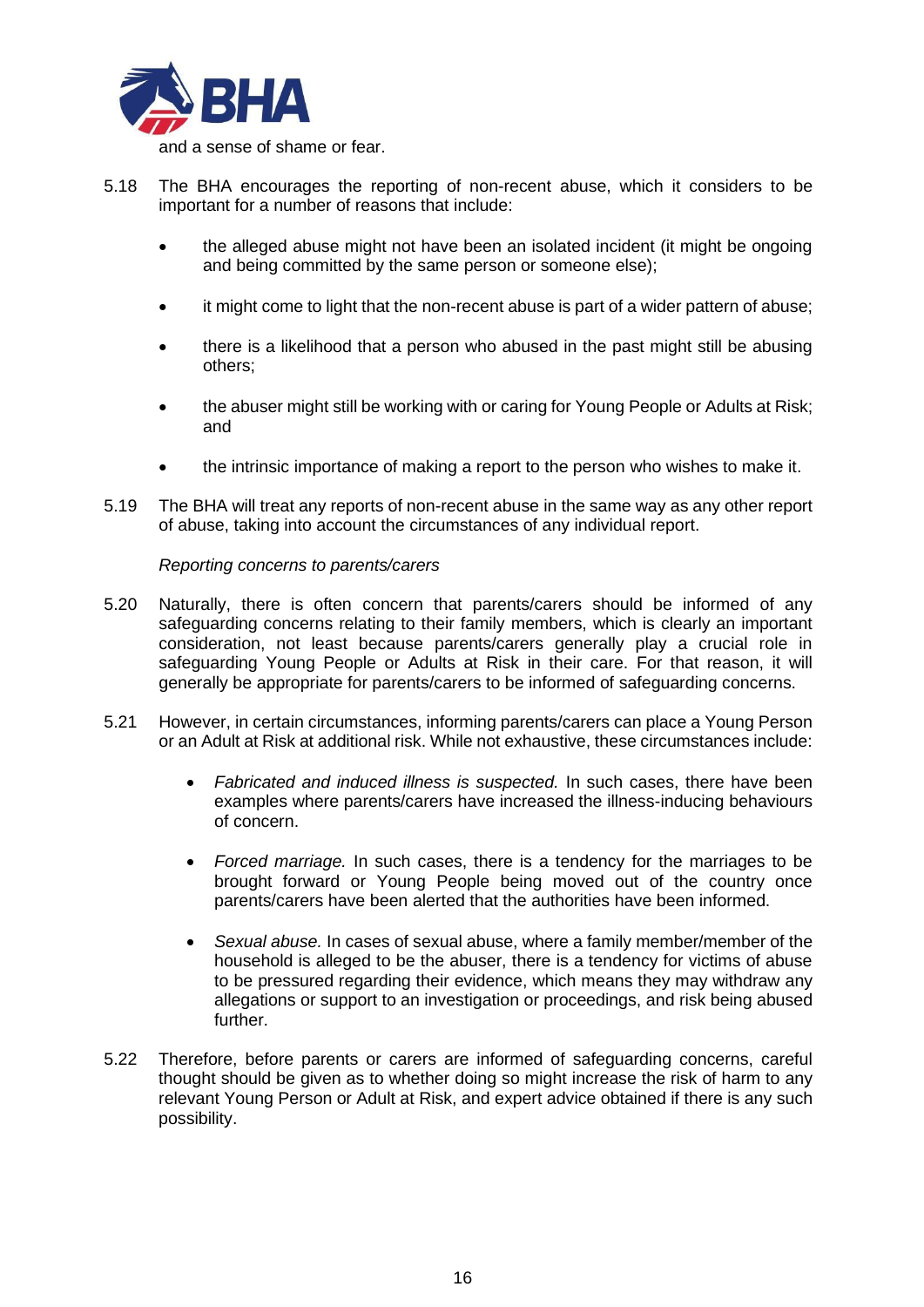and a sense of shame or fear.

5.18 The BHA encourages the reporting of non-recent abuse, which it considers to be important for a number of reasons that include:

- the alleged abuse might not have been an isolated incident (it might be ongoing and being committed by the same person or someone else);
- it might come to light that the non-recent abuse is part of a wider pattern of abuse;
- there is a likelihood that a person who abused in the past might still be abusing others;
- the abuser might still be working with or caring for Young People or Adults at Risk; and
- the intrinsic importance of making a report to the person who wishes to make it.

5.19 The BHA will treat any reports of non-recent abuse in the same way as any other report of abuse, taking into account the circumstances of any individual report.

*Reporting concerns to parents/carers*

5.20 Naturally, there is often concern that parents/carers should be informed of any safeguarding concerns relating to their family members, which is clearly an important consideration, not least because parents/carers generally play a crucial role in safeguarding Young People or Adults at Risk in their care. For that reason, it will generally be appropriate for parents/carers to be informed of safeguarding concerns.

5.21 However, in certain circumstances, informing parents/carers can place a Young Person or an Adult at Risk at additional risk. While not exhaustive, these circumstances include:

- *Fabricated and induced illness is suspected.* In such cases, there have been examples where parents/carers have increased the illness-inducing behaviours of concern.
- *Forced marriage.* In such cases, there is a tendency for the marriages to be brought forward or Young People being moved out of the country once parents/carers have been alerted that the authorities have been informed.
- *Sexual abuse.* In cases of sexual abuse, where a family member/member of the household is alleged to be the abuser, there is a tendency for victims of abuse to be pressured regarding their evidence, which means they may withdraw any allegations or support to an investigation or proceedings, and risk being abused further.

5.22 Therefore, before parents or carers are informed of safeguarding concerns, careful thought should be given as to whether doing so might increase the risk of harm to any relevant Young Person or Adult at Risk, and expert advice obtained if there is any such possibility.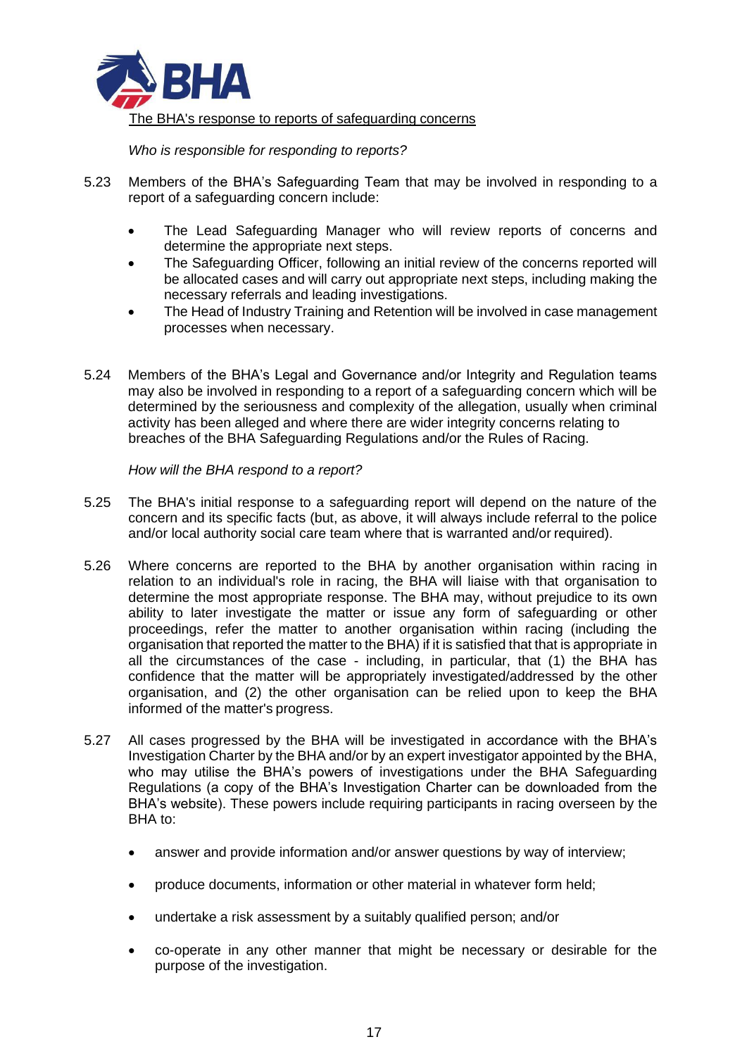The BHA's response to reports of safeguarding concerns

*Who is responsible for responding to reports?*

5.23 Members of the BHA's Safeguarding Team that may be involved in responding to a report of a safeguarding concern include:

- The Lead Safeguarding Manager who will review reports of concerns and determine the appropriate next steps.
- The Safeguarding Officer, following an initial review of the concerns reported will be allocated cases and will carry out appropriate next steps, including making the necessary referrals and leading investigations.
- The Head of Industry Training and Retention will be involved in case management processes when necessary.

5.24 Members of the BHA's Legal and Governance and/or Integrity and Regulation teams may also be involved in responding to a report of a safeguarding concern which will be determined by the seriousness and complexity of the allegation, usually when criminal activity has been alleged and where there are wider integrity concerns relating to breaches of the BHA Safeguarding Regulations and/or the Rules of Racing.

*How will the BHA respond to a report?*

5.25 The BHA's initial response to a safeguarding report will depend on the nature of the concern and its specific facts (but, as above, it will always include referral to the police and/or local authority social care team where that is warranted and/or required).

5.26 Where concerns are reported to the BHA by another organisation within racing in relation to an individual's role in racing, the BHA will liaise with that organisation to determine the most appropriate response. The BHA may, without prejudice to its own ability to later investigate the matter or issue any form of safeguarding or other proceedings, refer the matter to another organisation within racing (including the organisation that reported the matter to the BHA) if it is satisfied that that is appropriate in all the circumstances of the case - including, in particular, that (1) the BHA has confidence that the matter will be appropriately investigated/addressed by the other organisation, and (2) the other organisation can be relied upon to keep the BHA informed of the matter's progress.

5.27 All cases progressed by the BHA will be investigated in accordance with the BHA's Investigation Charter by the BHA and/or by an expert investigator appointed by the BHA, who may utilise the BHA's powers of investigations under the BHA Safeguarding Regulations (a copy of the BHA's Investigation Charter can be downloaded from the BHA's website). These powers include requiring participants in racing overseen by the BHA to:

- answer and provide information and/or answer questions by way of interview;
- produce documents, information or other material in whatever form held;
- undertake a risk assessment by a suitably qualified person; and/or
- co-operate in any other manner that might be necessary or desirable for the purpose of the investigation.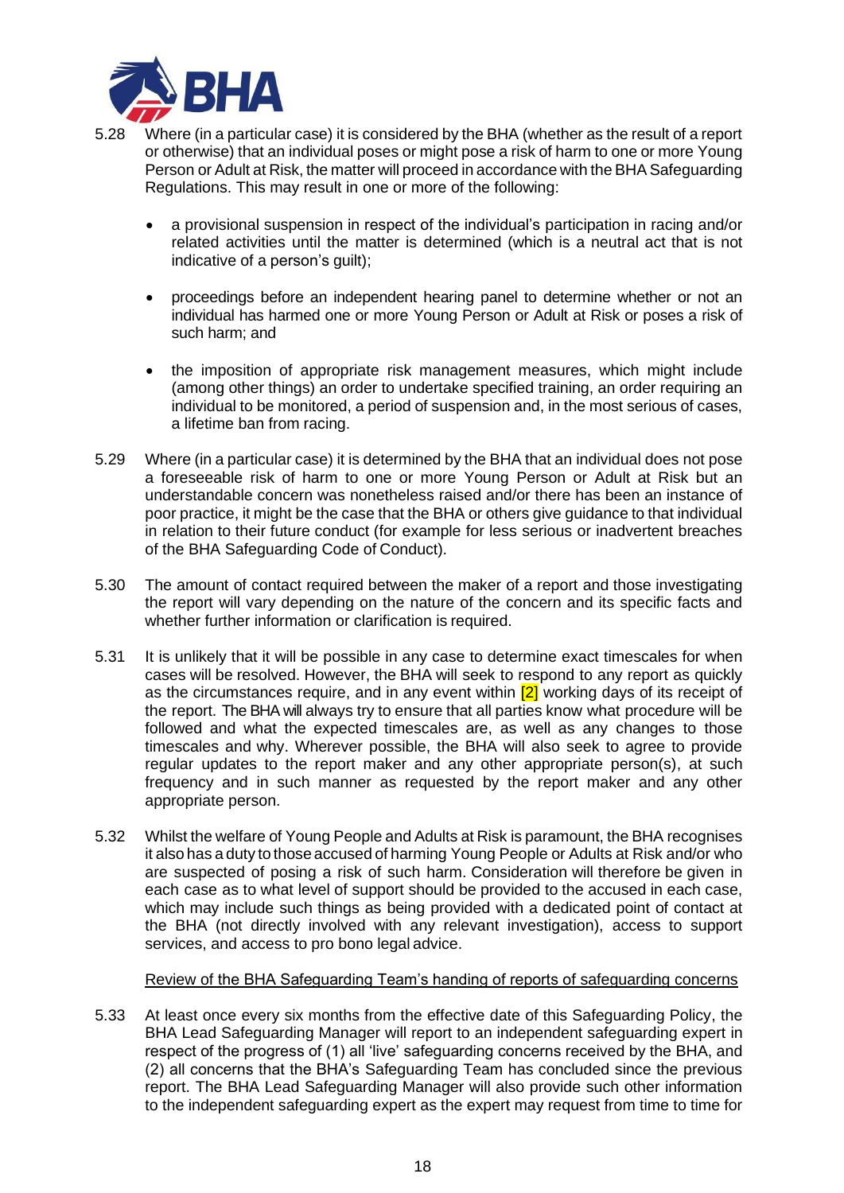5.28 Where (in a particular case) it is considered by the BHA (whether as the result of a report or otherwise) that an individual poses or might pose a risk of harm to one or more Young Person or Adult at Risk, the matter will proceed in accordance with the BHA Safeguarding Regulations. This may result in one or more of the following:

- a provisional suspension in respect of the individual's participation in racing and/or related activities until the matter is determined (which is a neutral act that is not indicative of a person's guilt);
- proceedings before an independent hearing panel to determine whether or not an individual has harmed one or more Young Person or Adult at Risk or poses a risk of such harm; and
- the imposition of appropriate risk management measures, which might include (among other things) an order to undertake specified training, an order requiring an individual to be monitored, a period of suspension and, in the most serious of cases, a lifetime ban from racing.

5.29 Where (in a particular case) it is determined by the BHA that an individual does not pose a foreseeable risk of harm to one or more Young Person or Adult at Risk but an understandable concern was nonetheless raised and/or there has been an instance of poor practice, it might be the case that the BHA or others give guidance to that individual in relation to their future conduct (for example for less serious or inadvertent breaches of the BHA Safeguarding Code of Conduct).

5.30 The amount of contact required between the maker of a report and those investigating the report will vary depending on the nature of the concern and its specific facts and whether further information or clarification is required.

5.31 It is unlikely that it will be possible in any case to determine exact timescales for when cases will be resolved. However, the BHA will seek to respond to any report as quickly as the circumstances require, and in any event within [2] working days of its receipt of the report. The BHA will always try to ensure that all parties know what procedure will be followed and what the expected timescales are, as well as any changes to those timescales and why. Wherever possible, the BHA will also seek to agree to provide regular updates to the report maker and any other appropriate person(s), at such frequency and in such manner as requested by the report maker and any other appropriate person.

5.32 Whilst the welfare of Young People and Adults at Risk is paramount, the BHA recognises it also has a duty to those accused of harming Young People or Adults at Risk and/or who are suspected of posing a risk of such harm. Consideration will therefore be given in each case as to what level of support should be provided to the accused in each case, which may include such things as being provided with a dedicated point of contact at the BHA (not directly involved with any relevant investigation), access to support services, and access to pro bono legal advice.

<u>Review of the BHA Safeguarding Team's handing of reports of safeguarding concerns</u>

5.33 At least once every six months from the effective date of this Safeguarding Policy, the BHA Lead Safeguarding Manager will report to an independent safeguarding expert in respect of the progress of (1) all 'live' safeguarding concerns received by the BHA, and (2) all concerns that the BHA's Safeguarding Team has concluded since the previous report. The BHA Lead Safeguarding Manager will also provide such other information to the independent safeguarding expert as the expert may request from time to time for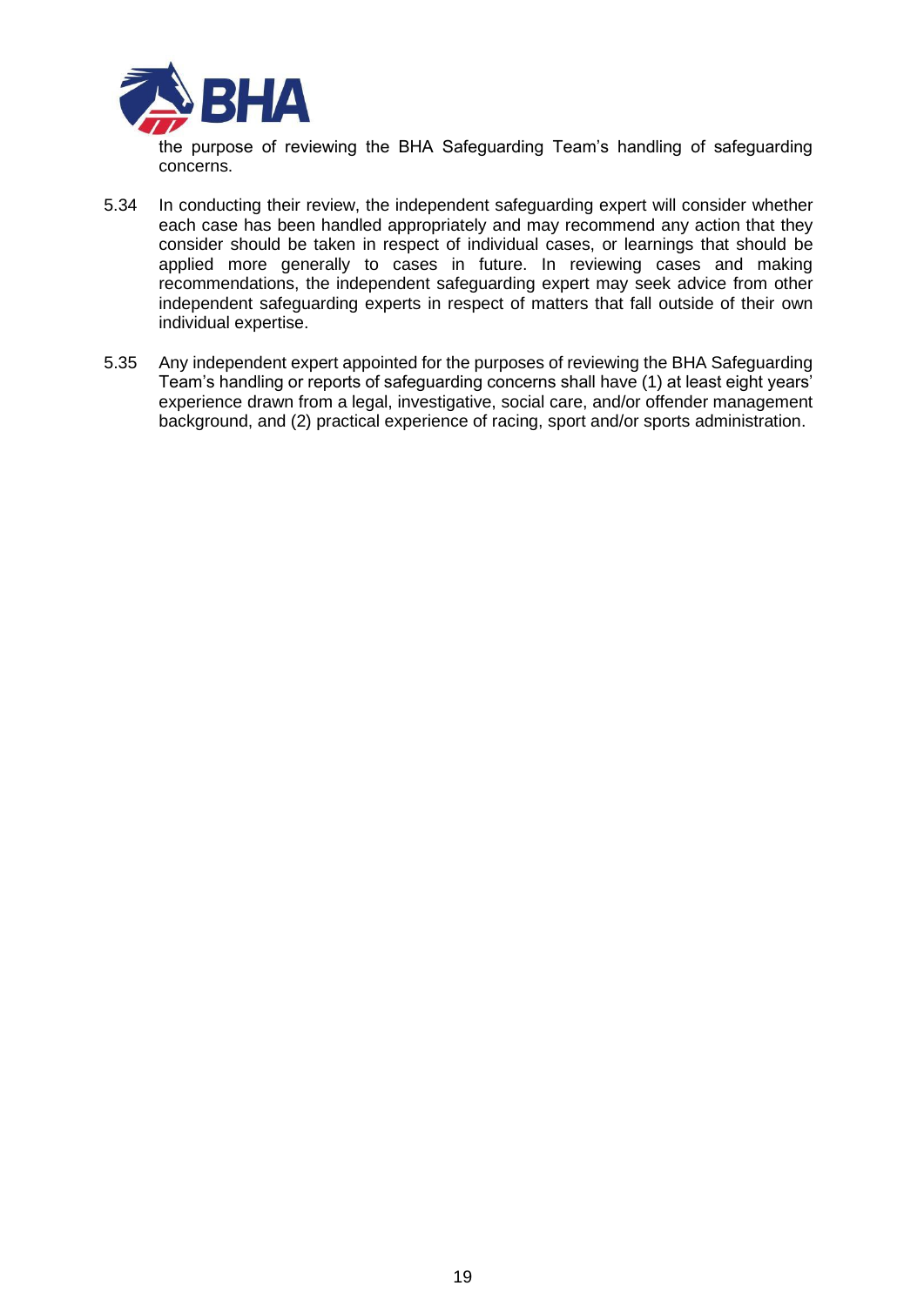the purpose of reviewing the BHA Safeguarding Team's handling of safeguarding concerns.

5.34 In conducting their review, the independent safeguarding expert will consider whether each case has been handled appropriately and may recommend any action that they consider should be taken in respect of individual cases, or learnings that should be applied more generally to cases in future. In reviewing cases and making recommendations, the independent safeguarding expert may seek advice from other independent safeguarding experts in respect of matters that fall outside of their own individual expertise.

5.35 Any independent expert appointed for the purposes of reviewing the BHA Safeguarding Team's handling or reports of safeguarding concerns shall have (1) at least eight years' experience drawn from a legal, investigative, social care, and/or offender management background, and (2) practical experience of racing, sport and/or sports administration.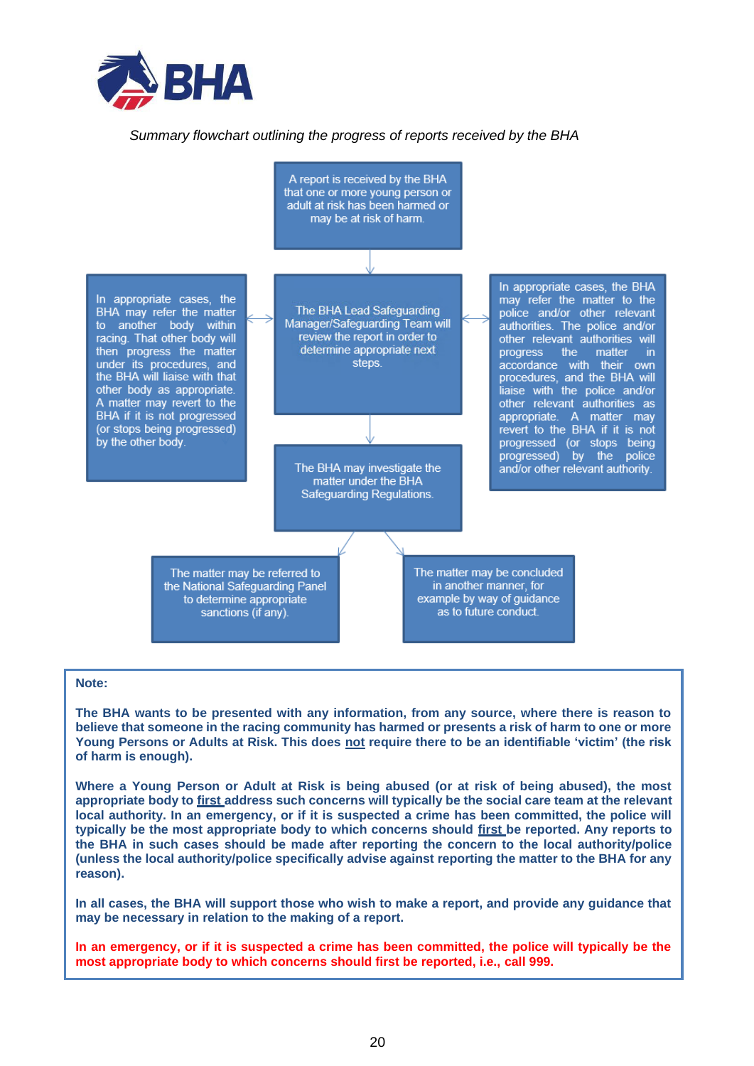*Summary flowchart outlining the progress of reports received by the BHA*

A report is received by the BHA that one or more young person or adult at risk has been harmed or may be at risk of harm.

↓

The BHA Lead Safeguarding Manager/Safeguarding Team will review the report in order to determine appropriate next steps.

↔ In appropriate cases, the BHA may refer the matter to another body within racing. That other body will then progress the matter under its procedures, and the BHA will liaise with that other body as appropriate. A matter may revert to the BHA if it is not progressed (or stops being progressed) by the other body.

↔ In appropriate cases, the BHA may refer the matter to the police and/or other relevant authorities. The police and/or other relevant authorities will progress the matter in accordance with their own procedures, and the BHA will liaise with the police and/or other relevant authorities as appropriate. A matter may revert to the BHA if it is not progressed (or stops being progressed) by the police and/or other relevant authority.

↓

The BHA may investigate the matter under the BHA Safeguarding Regulations.

↓

- The matter may be referred to the National Safeguarding Panel to determine appropriate sanctions (if any).
- The matter may be concluded in another manner, for example by way of guidance as to future conduct.

**Note:**

**The BHA wants to be presented with any information, from any source, where there is reason to believe that someone in the racing community has harmed or presents a risk of harm to one or more Young Persons or Adults at Risk. This does <u>not</u> require there to be an identifiable 'victim' (the risk of harm is enough).**

**Where a Young Person or Adult at Risk is being abused (or at risk of being abused), the most appropriate body to <u>first</u> address such concerns will typically be the social care team at the relevant local authority. In an emergency, or if it is suspected a crime has been committed, the police will typically be the most appropriate body to which concerns should <u>first</u> be reported. Any reports to the BHA in such cases should be made after reporting the concern to the local authority/police (unless the local authority/police specifically advise against reporting the matter to the BHA for any reason).**

**In all cases, the BHA will support those who wish to make a report, and provide any guidance that may be necessary in relation to the making of a report.**

**In an emergency, or if it is suspected a crime has been committed, the police will typically be the most appropriate body to which concerns should first be reported, i.e., call 999.**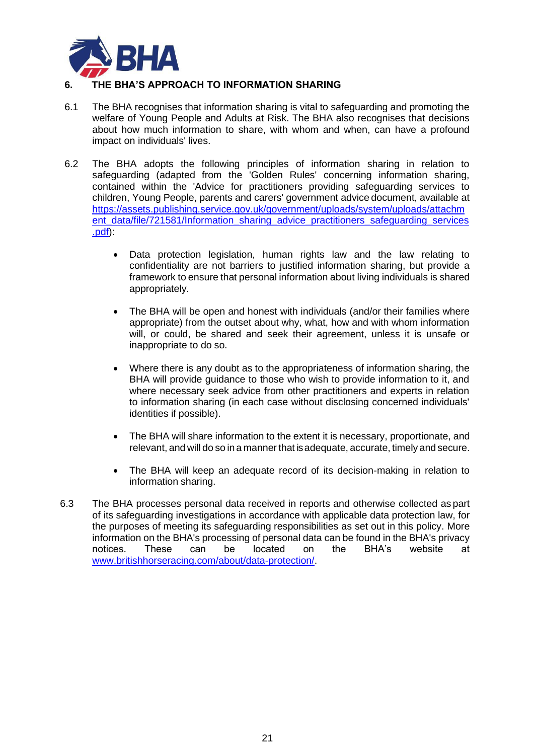## 6. THE BHA'S APPROACH TO INFORMATION SHARING

6.1 The BHA recognises that information sharing is vital to safeguarding and promoting the welfare of Young People and Adults at Risk. The BHA also recognises that decisions about how much information to share, with whom and when, can have a profound impact on individuals' lives.

6.2 The BHA adopts the following principles of information sharing in relation to safeguarding (adapted from the 'Golden Rules' concerning information sharing, contained within the 'Advice for practitioners providing safeguarding services to children, Young People, parents and carers' government advice document, available at [https://assets.publishing.service.gov.uk/government/uploads/system/uploads/attachment_data/file/721581/Information_sharing_advice_practitioners_safeguarding_services.pdf](https://assets.publishing.service.gov.uk/government/uploads/system/uploads/attachment_data/file/721581/Information_sharing_advice_practitioners_safeguarding_services.pdf)):

- Data protection legislation, human rights law and the law relating to confidentiality are not barriers to justified information sharing, but provide a framework to ensure that personal information about living individuals is shared appropriately.
- The BHA will be open and honest with individuals (and/or their families where appropriate) from the outset about why, what, how and with whom information will, or could, be shared and seek their agreement, unless it is unsafe or inappropriate to do so.
- Where there is any doubt as to the appropriateness of information sharing, the BHA will provide guidance to those who wish to provide information to it, and where necessary seek advice from other practitioners and experts in relation to information sharing (in each case without disclosing concerned individuals' identities if possible).
- The BHA will share information to the extent it is necessary, proportionate, and relevant, and will do so in a manner that is adequate, accurate, timely and secure.
- The BHA will keep an adequate record of its decision-making in relation to information sharing.

6.3 The BHA processes personal data received in reports and otherwise collected as part of its safeguarding investigations in accordance with applicable data protection law, for the purposes of meeting its safeguarding responsibilities as set out in this policy. More information on the BHA's processing of personal data can be found in the BHA's privacy notices. These can be located on the BHA's website at [www.britishhorseracing.com/about/data-protection/](http://www.britishhorseracing.com/about/data-protection/).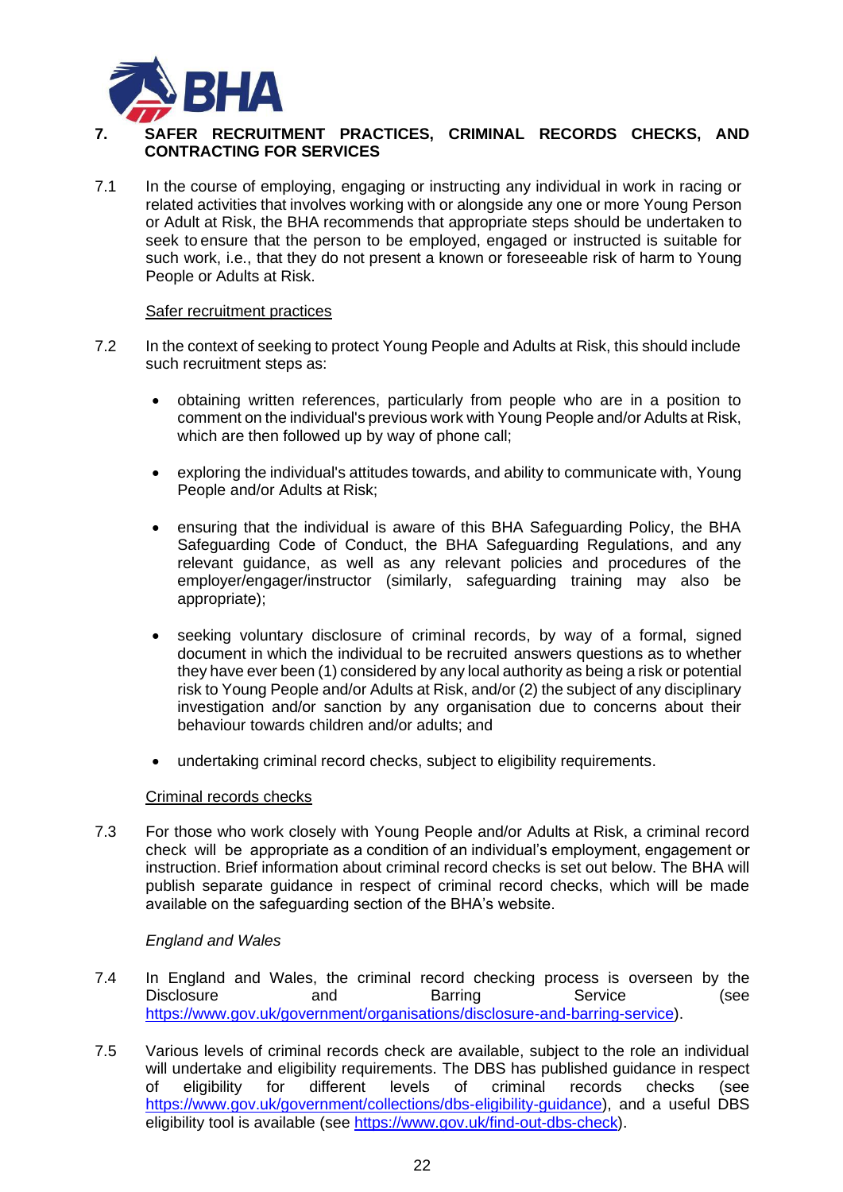## 7. SAFER RECRUITMENT PRACTICES, CRIMINAL RECORDS CHECKS, AND CONTRACTING FOR SERVICES

7.1 In the course of employing, engaging or instructing any individual in work in racing or related activities that involves working with or alongside any one or more Young Person or Adult at Risk, the BHA recommends that appropriate steps should be undertaken to seek to ensure that the person to be employed, engaged or instructed is suitable for such work, i.e., that they do not present a known or foreseeable risk of harm to Young People or Adults at Risk.

<u>Safer recruitment practices</u>

7.2 In the context of seeking to protect Young People and Adults at Risk, this should include such recruitment steps as:

- obtaining written references, particularly from people who are in a position to comment on the individual's previous work with Young People and/or Adults at Risk, which are then followed up by way of phone call;
- exploring the individual's attitudes towards, and ability to communicate with, Young People and/or Adults at Risk;
- ensuring that the individual is aware of this BHA Safeguarding Policy, the BHA Safeguarding Code of Conduct, the BHA Safeguarding Regulations, and any relevant guidance, as well as any relevant policies and procedures of the employer/engager/instructor (similarly, safeguarding training may also be appropriate);
- seeking voluntary disclosure of criminal records, by way of a formal, signed document in which the individual to be recruited answers questions as to whether they have ever been (1) considered by any local authority as being a risk or potential risk to Young People and/or Adults at Risk, and/or (2) the subject of any disciplinary investigation and/or sanction by any organisation due to concerns about their behaviour towards children and/or adults; and
- undertaking criminal record checks, subject to eligibility requirements.

<u>Criminal records checks</u>

7.3 For those who work closely with Young People and/or Adults at Risk, a criminal record check will be appropriate as a condition of an individual's employment, engagement or instruction. Brief information about criminal record checks is set out below. The BHA will publish separate guidance in respect of criminal record checks, which will be made available on the safeguarding section of the BHA's website.

*England and Wales*

7.4 In England and Wales, the criminal record checking process is overseen by the Disclosure and Barring Service (see https://www.gov.uk/government/organisations/disclosure-and-barring-service).

7.5 Various levels of criminal records check are available, subject to the role an individual will undertake and eligibility requirements. The DBS has published guidance in respect of eligibility for different levels of criminal records checks (see https://www.gov.uk/government/collections/dbs-eligibility-guidance), and a useful DBS eligibility tool is available (see https://www.gov.uk/find-out-dbs-check).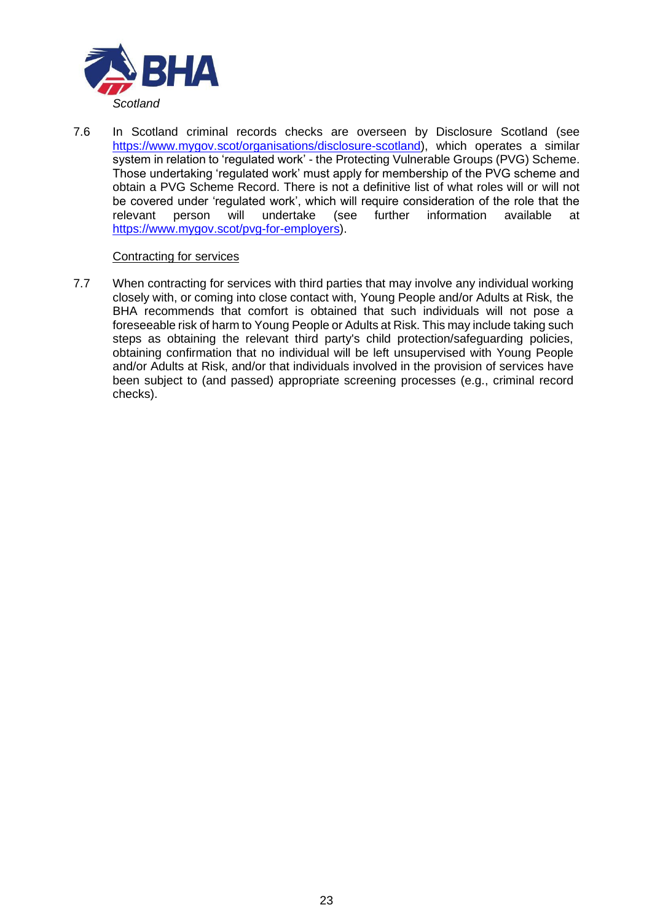*Scotland*

7.6 In Scotland criminal records checks are overseen by Disclosure Scotland (see https://www.mygov.scot/organisations/disclosure-scotland), which operates a similar system in relation to 'regulated work' - the Protecting Vulnerable Groups (PVG) Scheme. Those undertaking 'regulated work' must apply for membership of the PVG scheme and obtain a PVG Scheme Record. There is not a definitive list of what roles will or will not be covered under 'regulated work', which will require consideration of the role that the relevant person will undertake (see further information available at https://www.mygov.scot/pvg-for-employers).

Contracting for services

7.7 When contracting for services with third parties that may involve any individual working closely with, or coming into close contact with, Young People and/or Adults at Risk, the BHA recommends that comfort is obtained that such individuals will not pose a foreseeable risk of harm to Young People or Adults at Risk. This may include taking such steps as obtaining the relevant third party's child protection/safeguarding policies, obtaining confirmation that no individual will be left unsupervised with Young People and/or Adults at Risk, and/or that individuals involved in the provision of services have been subject to (and passed) appropriate screening processes (e.g., criminal record checks).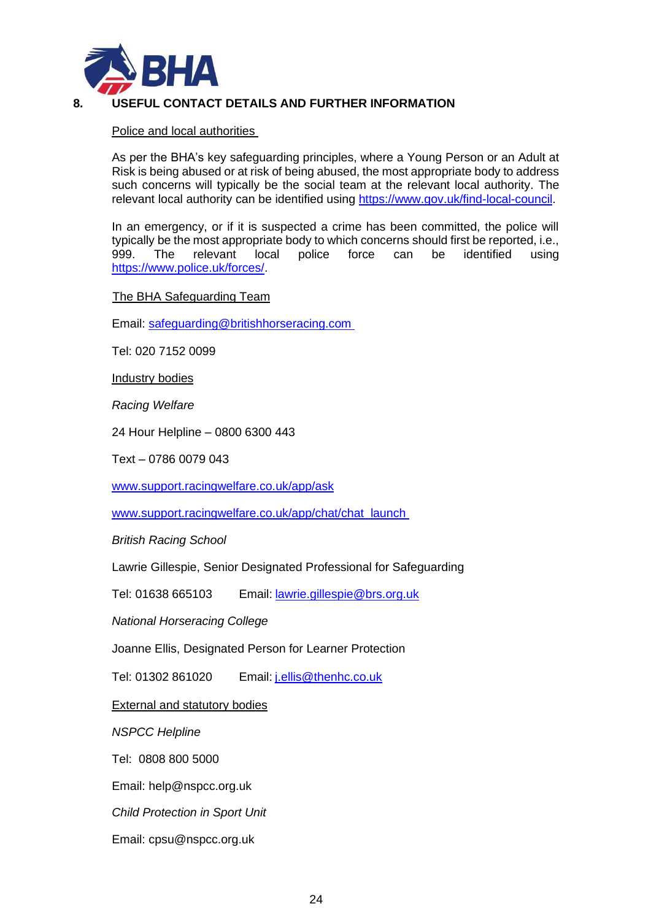## 8. USEFUL CONTACT DETAILS AND FURTHER INFORMATION

Police and local authorities

As per the BHA's key safeguarding principles, where a Young Person or an Adult at Risk is being abused or at risk of being abused, the most appropriate body to address such concerns will typically be the social team at the relevant local authority. The relevant local authority can be identified using https://www.gov.uk/find-local-council.

In an emergency, or if it is suspected a crime has been committed, the police will typically be the most appropriate body to which concerns should first be reported, i.e., 999. The relevant local police force can be identified using https://www.police.uk/forces/.

The BHA Safeguarding Team

Email: safeguarding@britishhorseracing.com

Tel: 020 7152 0099

Industry bodies

*Racing Welfare*

24 Hour Helpline – 0800 6300 443

Text – 0786 0079 043

www.support.racingwelfare.co.uk/app/ask

www.support.racingwelfare.co.uk/app/chat/chat_launch

*British Racing School*

Lawrie Gillespie, Senior Designated Professional for Safeguarding

Tel: 01638 665103 Email: lawrie.gillespie@brs.org.uk

*National Horseracing College*

Joanne Ellis, Designated Person for Learner Protection

Tel: 01302 861020 Email: j.ellis@thenhc.co.uk

External and statutory bodies

*NSPCC Helpline*

Tel: 0808 800 5000

Email: help@nspcc.org.uk

*Child Protection in Sport Unit*

Email: cpsu@nspcc.org.uk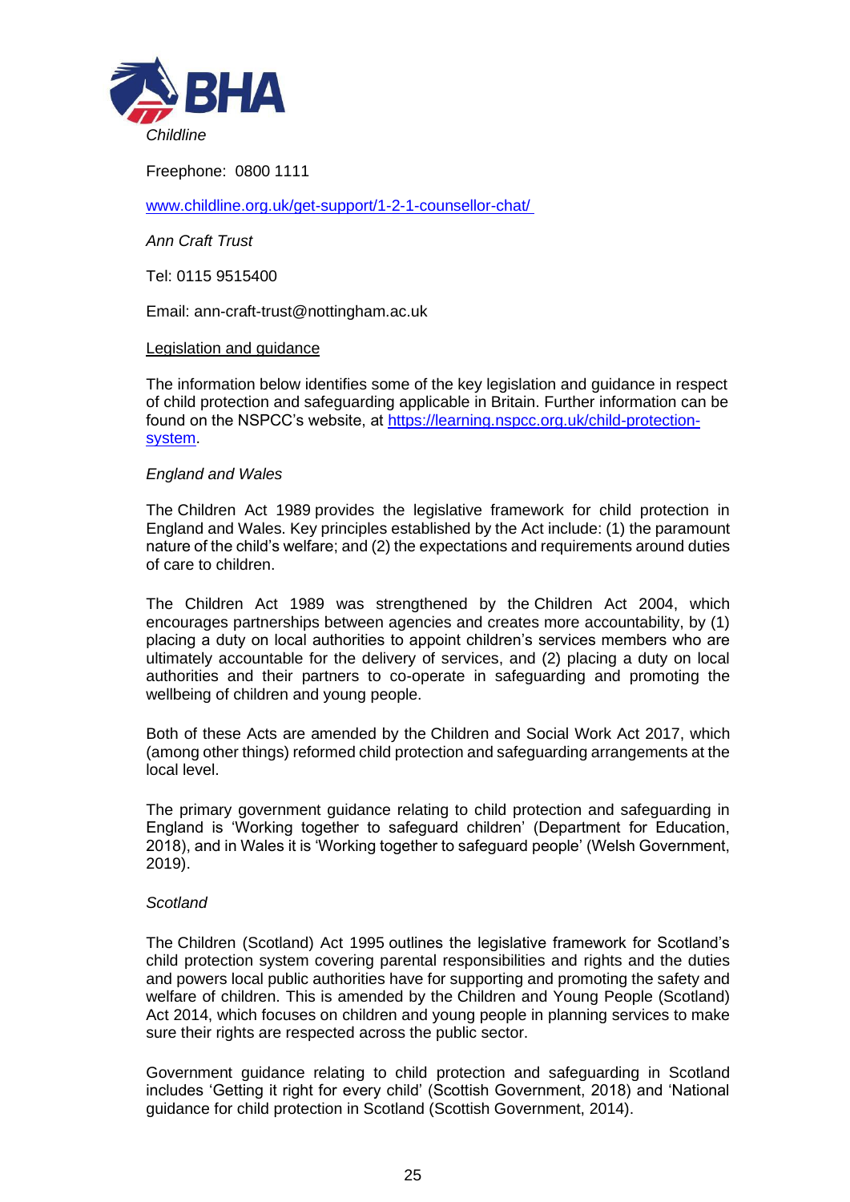*Childline*

Freephone: 0800 1111

[www.childline.org.uk/get-support/1-2-1-counsellor-chat/](www.childline.org.uk/get-support/1-2-1-counsellor-chat/)

*Ann Craft Trust*

Tel: 0115 9515400

Email: ann-craft-trust@nottingham.ac.uk

<u>Legislation and guidance</u>

The information below identifies some of the key legislation and guidance in respect of child protection and safeguarding applicable in Britain. Further information can be found on the NSPCC's website, at [https://learning.nspcc.org.uk/child-protection-system](https://learning.nspcc.org.uk/child-protection-system).

*England and Wales*

The Children Act 1989 provides the legislative framework for child protection in England and Wales. Key principles established by the Act include: (1) the paramount nature of the child's welfare; and (2) the expectations and requirements around duties of care to children.

The Children Act 1989 was strengthened by the Children Act 2004, which encourages partnerships between agencies and creates more accountability, by (1) placing a duty on local authorities to appoint children's services members who are ultimately accountable for the delivery of services, and (2) placing a duty on local authorities and their partners to co-operate in safeguarding and promoting the wellbeing of children and young people.

Both of these Acts are amended by the Children and Social Work Act 2017, which (among other things) reformed child protection and safeguarding arrangements at the local level.

The primary government guidance relating to child protection and safeguarding in England is 'Working together to safeguard children' (Department for Education, 2018), and in Wales it is 'Working together to safeguard people' (Welsh Government, 2019).

*Scotland*

The Children (Scotland) Act 1995 outlines the legislative framework for Scotland's child protection system covering parental responsibilities and rights and the duties and powers local public authorities have for supporting and promoting the safety and welfare of children. This is amended by the Children and Young People (Scotland) Act 2014, which focuses on children and young people in planning services to make sure their rights are respected across the public sector.

Government guidance relating to child protection and safeguarding in Scotland includes 'Getting it right for every child' (Scottish Government, 2018) and 'National guidance for child protection in Scotland (Scottish Government, 2014).